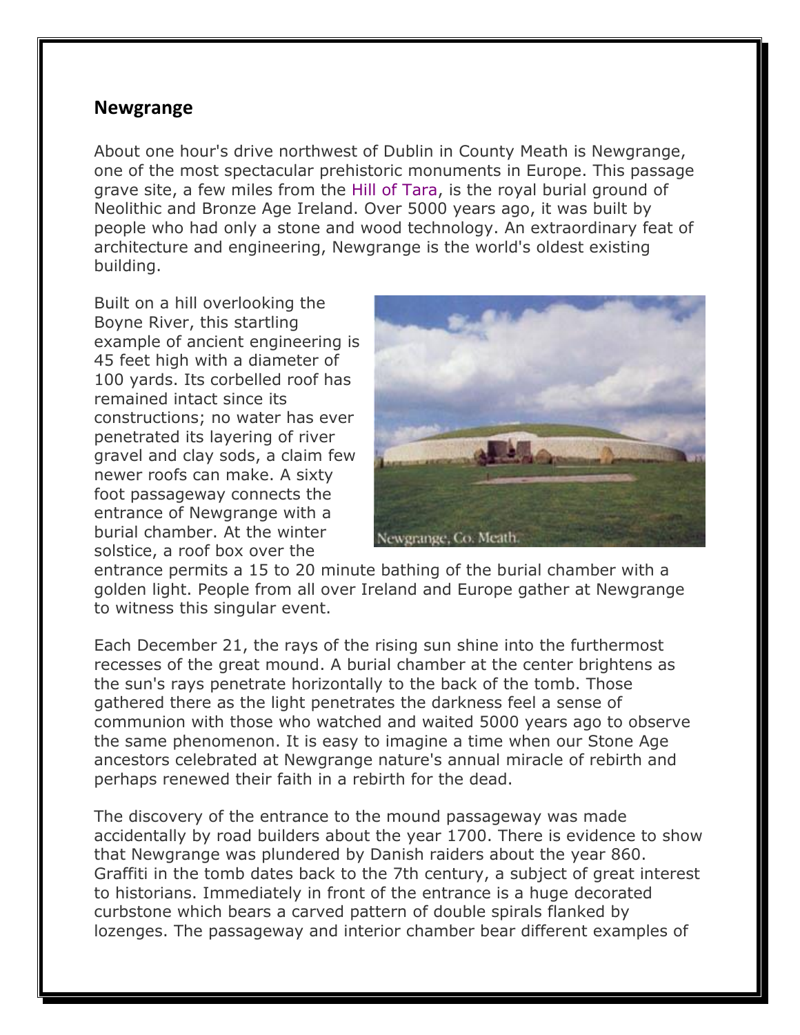## Newgrange

About one hour's drive northwest of Dublin in County Meath is Newgrange, one of the most spectacular prehistoric monuments in Europe. This passage grave site, a few miles from the Hill of Tara, is the royal burial ground of Neolithic and Bronze Age Ireland. Over 5000 years ago, it was built by people who had only a stone and wood technology. An extraordinary feat of architecture and engineering, Newgrange is the world's oldest existing building.

Built on a hill overlooking the Boyne River, this startling example of ancient engineering is 45 feet high with a diameter of 100 yards. Its corbelled roof has remained intact since its constructions; no water has ever penetrated its layering of river gravel and clay sods, a claim few newer roofs can make. A sixty foot passageway connects the entrance of Newgrange with a burial chamber. At the winter solstice, a roof box over the entrance permits a 15 to 20 minute bathing of the burial chamber with a golden light. People from all over Ireland and Europe gather at Newgrange to witness this singular event.

Newgrange, Co. Meath.

Each December 21, the rays of the rising sun shine into the furthermost recesses of the great mound. A burial chamber at the center brightens as the sun's rays penetrate horizontally to the back of the tomb. Those gathered there as the light penetrates the darkness feel a sense of communion with those who watched and waited 5000 years ago to observe the same phenomenon. It is easy to imagine a time when our Stone Age ancestors celebrated at Newgrange nature's annual miracle of rebirth and perhaps renewed their faith in a rebirth for the dead.

The discovery of the entrance to the mound passageway was made accidentally by road builders about the year 1700. There is evidence to show that Newgrange was plundered by Danish raiders about the year 860. Graffiti in the tomb dates back to the 7th century, a subject of great interest to historians. Immediately in front of the entrance is a huge decorated curbstone which bears a carved pattern of double spirals flanked by lozenges. The passageway and interior chamber bear different examples of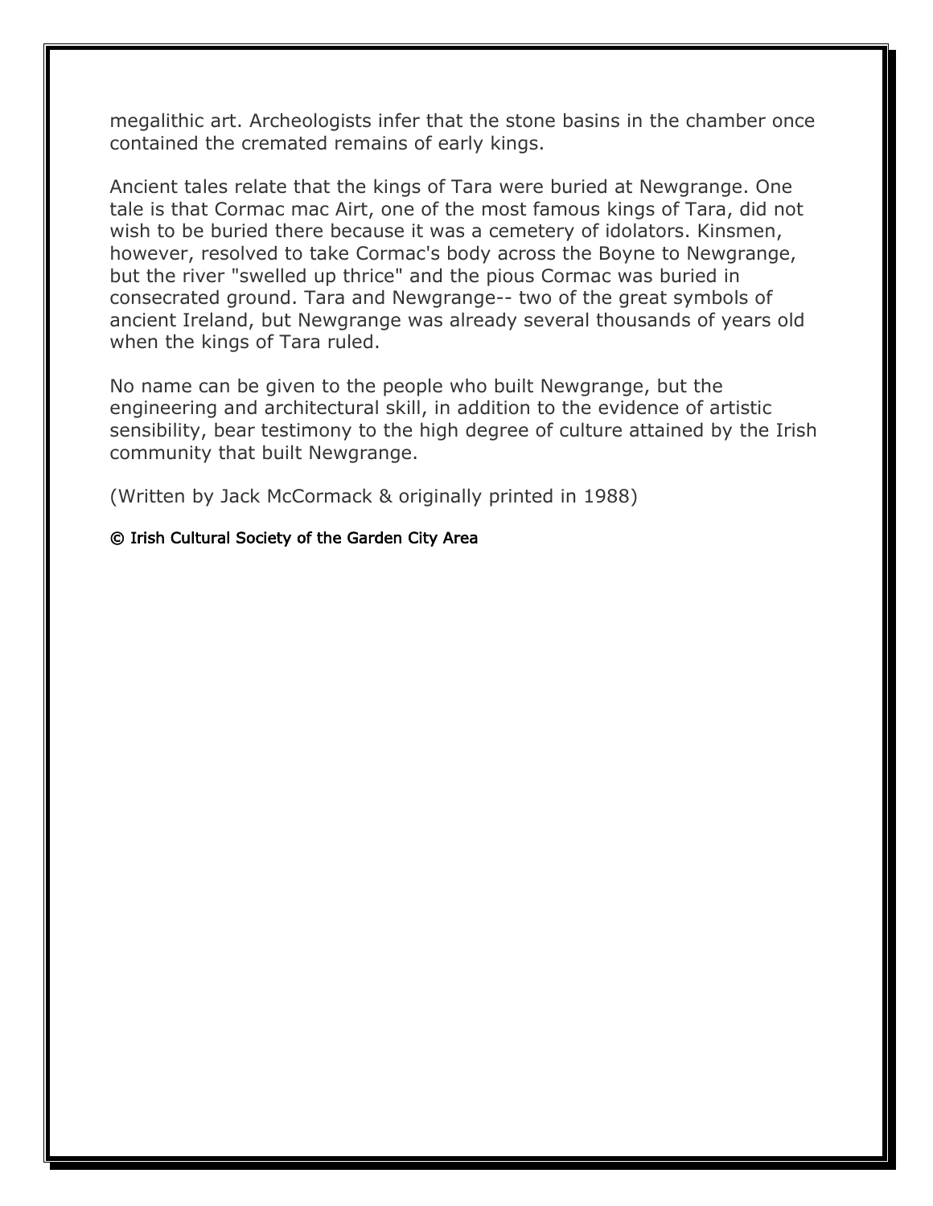megalithic art. Archeologists infer that the stone basins in the chamber once contained the cremated remains of early kings.

Ancient tales relate that the kings of Tara were buried at Newgrange. One tale is that Cormac mac Airt, one of the most famous kings of Tara, did not wish to be buried there because it was a cemetery of idolators. Kinsmen, however, resolved to take Cormac's body across the Boyne to Newgrange, but the river "swelled up thrice" and the pious Cormac was buried in consecrated ground. Tara and Newgrange-- two of the great symbols of ancient Ireland, but Newgrange was already several thousands of years old when the kings of Tara ruled.

No name can be given to the people who built Newgrange, but the engineering and architectural skill, in addition to the evidence of artistic sensibility, bear testimony to the high degree of culture attained by the Irish community that built Newgrange.

(Written by Jack McCormack & originally printed in 1988)

© Irish Cultural Society of the Garden City Area